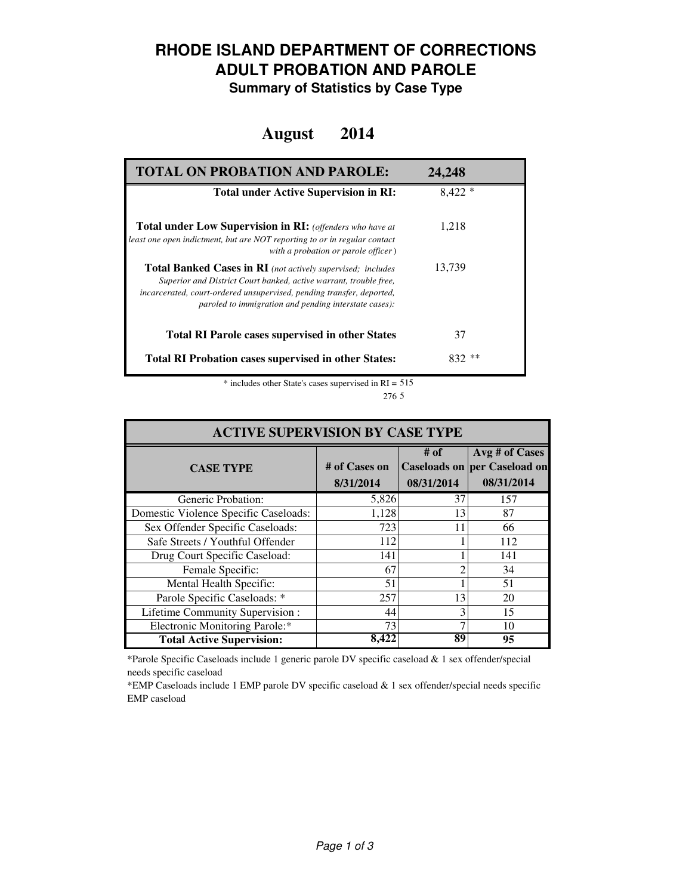# RHODE ISLAND DEPARTMENT OF CORRECTIONS
# ADULT PROBATION AND PAROLE
### Summary of Statistics by Case Type

## August 2014

| TOTAL ON PROBATION AND PAROLE: | 24,248 |
|---|---|
| **Total under Active Supervision in RI:** | 8,422 * |
| **Total under Low Supervision in RI:** *(offenders who have at least one open indictment, but are NOT reporting to or in regular contact with a probation or parole officer)* | 1,218 |
| **Total Banked Cases in RI** *(not actively supervised; includes Superior and District Court banked, active warrant, trouble free, incarcerated, court-ordered unsupervised, pending transfer, deported, paroled to immigration and pending interstate cases):* | 13,739 |
| **Total RI Parole cases supervised in other States** | 37 |
| **Total RI Probation cases supervised in other States:** | 832 ** |

\* includes other State's cases supervised in RI = 515

276 5

| ACTIVE SUPERVISION BY CASE TYPE | | | |
|---|---|---|---|
| **CASE TYPE** | **# of Cases on 8/31/2014** | **# of Caseloads on 08/31/2014** | **Avg # of Cases per Caseload on 08/31/2014** |
| Generic Probation: | 5,826 | 37 | 157 |
| Domestic Violence Specific Caseloads: | 1,128 | 13 | 87 |
| Sex Offender Specific Caseloads: | 723 | 11 | 66 |
| Safe Streets / Youthful Offender | 112 | 1 | 112 |
| Drug Court Specific Caseload: | 141 | 1 | 141 |
| Female Specific: | 67 | 2 | 34 |
| Mental Health Specific: | 51 | 1 | 51 |
| Parole Specific Caseloads: * | 257 | 13 | 20 |
| Lifetime Community Supervision : | 44 | 3 | 15 |
| Electronic Monitoring Parole:* | 73 | 7 | 10 |
| **Total Active Supervision:** | **8,422** | **89** | **95** |

*Parole Specific Caseloads include 1 generic parole DV specific caseload & 1 sex offender/special needs specific caseload

*EMP Caseloads include 1 EMP parole DV specific caseload & 1 sex offender/special needs specific EMP caseload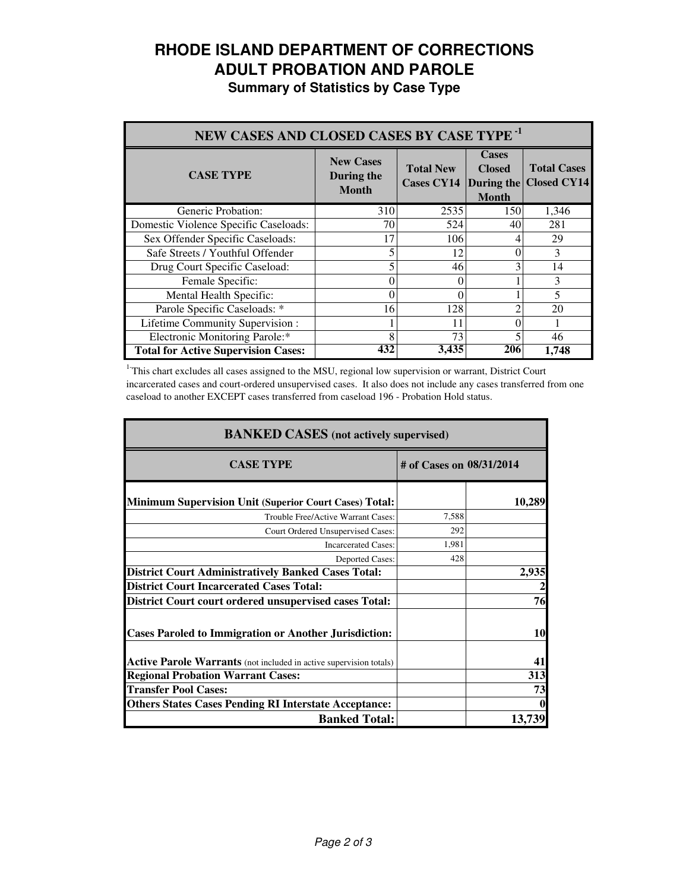# RHODE ISLAND DEPARTMENT OF CORRECTIONS
# ADULT PROBATION AND PAROLE
## Summary of Statistics by Case Type

| NEW CASES AND CLOSED CASES BY CASE TYPE [1] | | | | |
|---|---|---|---|---|
| **CASE TYPE** | **New Cases During the Month** | **Total New Cases CY14** | **Cases Closed During the Month** | **Total Cases Closed CY14** |
| Generic Probation: | 310 | 2535 | 150 | 1,346 |
| Domestic Violence Specific Caseloads: | 70 | 524 | 40 | 281 |
| Sex Offender Specific Caseloads: | 17 | 106 | 4 | 29 |
| Safe Streets / Youthful Offender | 5 | 12 | 0 | 3 |
| Drug Court Specific Caseload: | 5 | 46 | 3 | 14 |
| Female Specific: | 0 | 0 | 1 | 3 |
| Mental Health Specific: | 0 | 0 | 1 | 5 |
| Parole Specific Caseloads: * | 16 | 128 | 2 | 20 |
| Lifetime Community Supervision : | 1 | 11 | 0 | 1 |
| Electronic Monitoring Parole:* | 8 | 73 | 5 | 46 |
| **Total for Active Supervision Cases:** | **432** | **3,435** | **206** | **1,748** |

[1] This chart excludes all cases assigned to the MSU, regional low supervision or warrant, District Court incarcerated cases and court-ordered unsupervised cases. It also does not include any cases transferred from one caseload to another EXCEPT cases transferred from caseload 196 - Probation Hold status.

| BANKED CASES (not actively supervised) | | |
|---|---|---|
| **CASE TYPE** | **# of Cases on 08/31/2014** | |
| **Minimum Supervision Unit (Superior Court Cases) Total:** | | **10,289** |
| Trouble Free/Active Warrant Cases: | 7,588 | |
| Court Ordered Unsupervised Cases: | 292 | |
| Incarcerated Cases: | 1,981 | |
| Deported Cases: | 428 | |
| **District Court Administratively Banked Cases Total:** | | **2,935** |
| **District Court Incarcerated Cases Total:** | | **2** |
| **District Court court ordered unsupervised cases Total:** | | **76** |
| **Cases Paroled to Immigration or Another Jurisdiction:** | | **10** |
| **Active Parole Warrants** (not included in active supervision totals) | | **41** |
| **Regional Probation Warrant Cases:** | | **313** |
| **Transfer Pool Cases:** | | **73** |
| **Others States Cases Pending RI Interstate Acceptance:** | | **0** |
| **Banked Total:** | | **13,739** |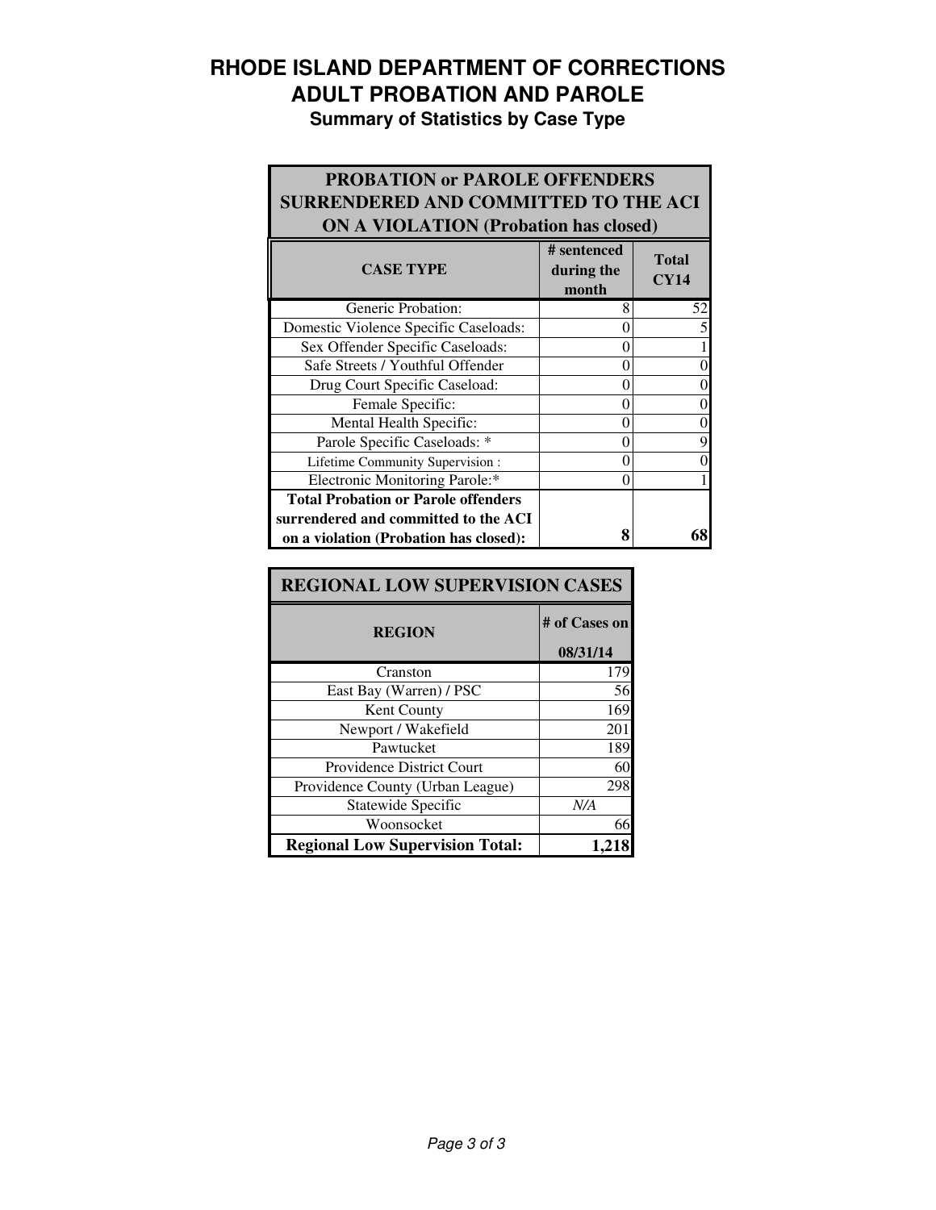# RHODE ISLAND DEPARTMENT OF CORRECTIONS
## ADULT PROBATION AND PAROLE
### Summary of Statistics by Case Type

| PROBATION or PAROLE OFFENDERS SURRENDERED AND COMMITTED TO THE ACI ON A VIOLATION (Probation has closed) | | |
|---|---|---|
| **CASE TYPE** | **# sentenced during the month** | **Total CY14** |
| Generic Probation: | 8 | 52 |
| Domestic Violence Specific Caseloads: | 0 | 5 |
| Sex Offender Specific Caseloads: | 0 | 1 |
| Safe Streets / Youthful Offender | 0 | 0 |
| Drug Court Specific Caseload: | 0 | 0 |
| Female Specific: | 0 | 0 |
| Mental Health Specific: | 0 | 0 |
| Parole Specific Caseloads: * | 0 | 9 |
| Lifetime Community Supervision : | 0 | 0 |
| Electronic Monitoring Parole:* | 0 | 1 |
| **Total Probation or Parole offenders surrendered and committed to the ACI on a violation (Probation has closed):** | **8** | **68** |

| REGIONAL LOW SUPERVISION CASES | |
|---|---|
| **REGION** | **# of Cases on 08/31/14** |
| Cranston | 179 |
| East Bay (Warren) / PSC | 56 |
| Kent County | 169 |
| Newport / Wakefield | 201 |
| Pawtucket | 189 |
| Providence District Court | 60 |
| Providence County (Urban League) | 298 |
| Statewide Specific | *N/A* |
| Woonsocket | 66 |
| **Regional Low Supervision Total:** | **1,218** |